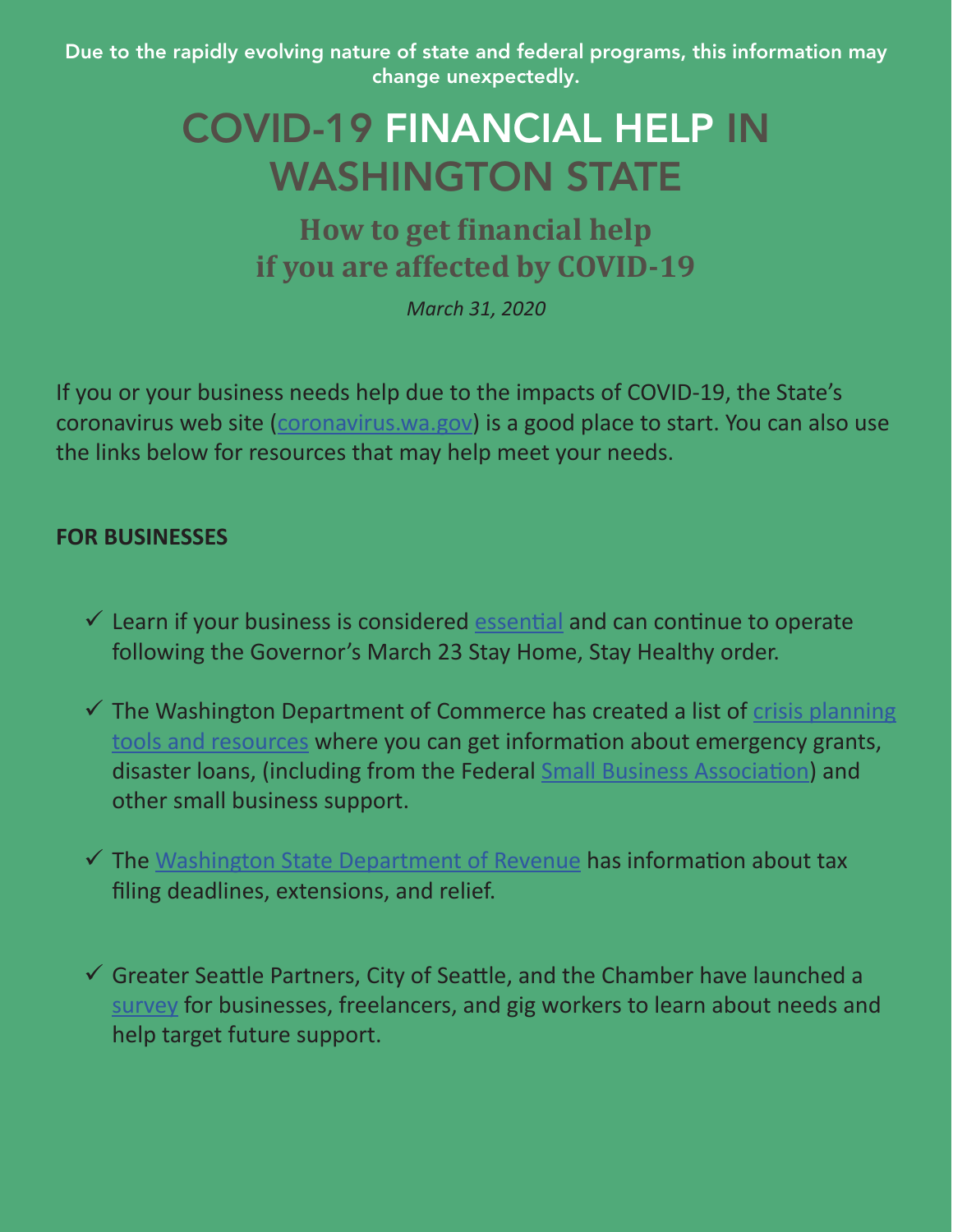Due to the rapidly evolving nature of state and federal programs, this information may change unexpectedly.

# COVID-19 FINANCIAL HELP IN WASHINGTON STATE

## How to get financial help if you are affected by COVID-19

*March 31, 2020*

If you or your business needs help due to the impacts of COVID-19, the State's coronavirus web site (coronavirus.wa.gov) is a good place to start. You can also use the links below for resources that may help meet your needs.

**FOR BUSINESSES**

- ✓ Learn if your business is considered essential and can continue to operate following the Governor's March 23 Stay Home, Stay Healthy order.
- ✓ The Washington Department of Commerce has created a list of crisis planning tools and resources where you can get information about emergency grants, disaster loans, (including from the Federal Small Business Association) and other small business support.
- ✓ The Washington State Department of Revenue has information about tax filing deadlines, extensions, and relief.
- ✓ Greater Seattle Partners, City of Seattle, and the Chamber have launched a survey for businesses, freelancers, and gig workers to learn about needs and help target future support.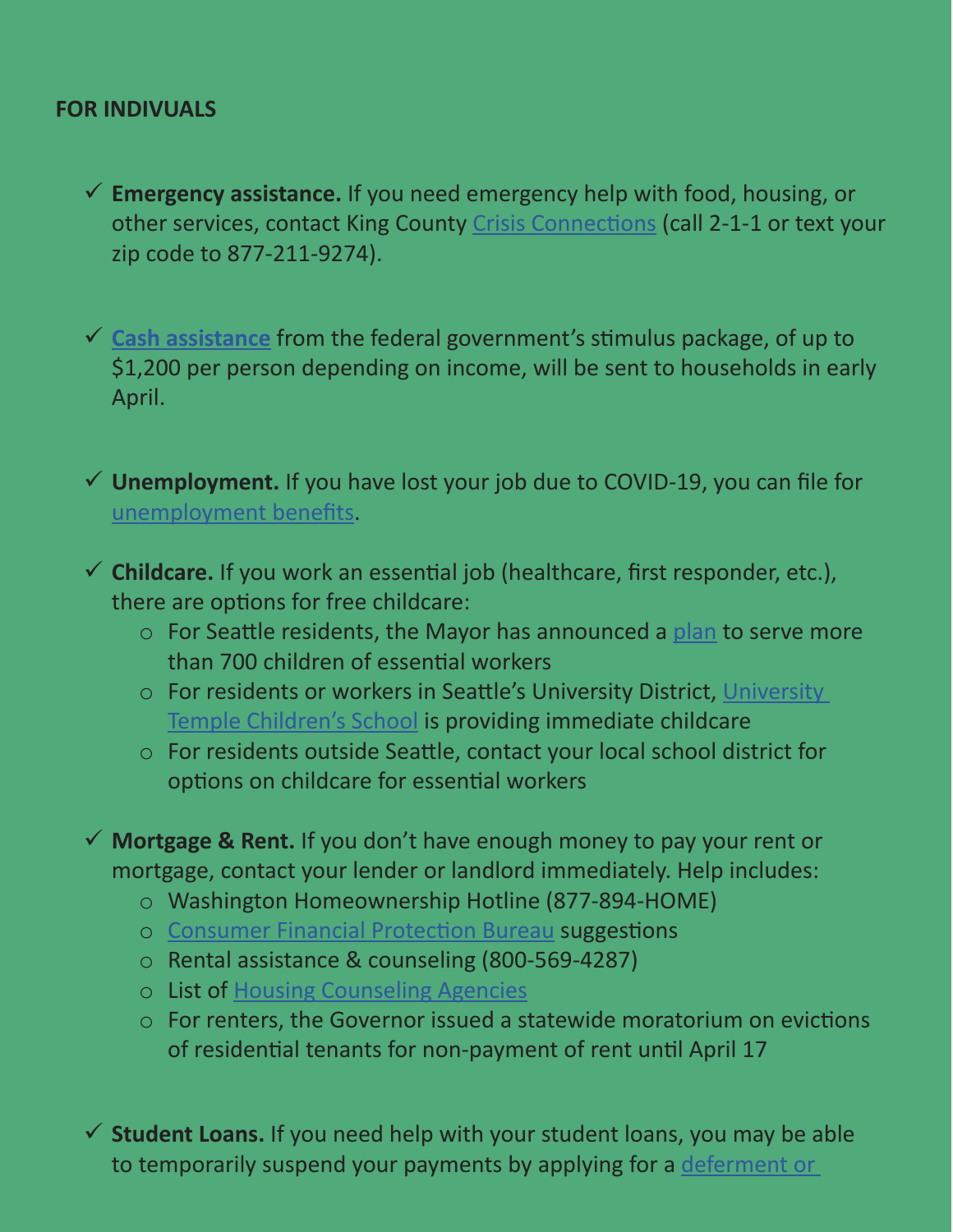**FOR INDIVUALS**

- ✓ **Emergency assistance.** If you need emergency help with food, housing, or other services, contact King County Crisis Connections (call 2-1-1 or text your zip code to 877-211-9274).

- ✓ **Cash assistance** from the federal government's stimulus package, of up to $1,200 per person depending on income, will be sent to households in early April.

- ✓ **Unemployment.** If you have lost your job due to COVID-19, you can file for unemployment benefits.

- ✓ **Childcare.** If you work an essential job (healthcare, first responder, etc.), there are options for free childcare:
  - For Seattle residents, the Mayor has announced a plan to serve more than 700 children of essential workers
  - For residents or workers in Seattle's University District, University Temple Children's School is providing immediate childcare
  - For residents outside Seattle, contact your local school district for options on childcare for essential workers

- ✓ **Mortgage & Rent.** If you don't have enough money to pay your rent or mortgage, contact your lender or landlord immediately. Help includes:
  - Washington Homeownership Hotline (877-894-HOME)
  - Consumer Financial Protection Bureau suggestions
  - Rental assistance & counseling (800-569-4287)
  - List of Housing Counseling Agencies
  - For renters, the Governor issued a statewide moratorium on evictions of residential tenants for non-payment of rent until April 17

- ✓ **Student Loans.** If you need help with your student loans, you may be able to temporarily suspend your payments by applying for a deferment or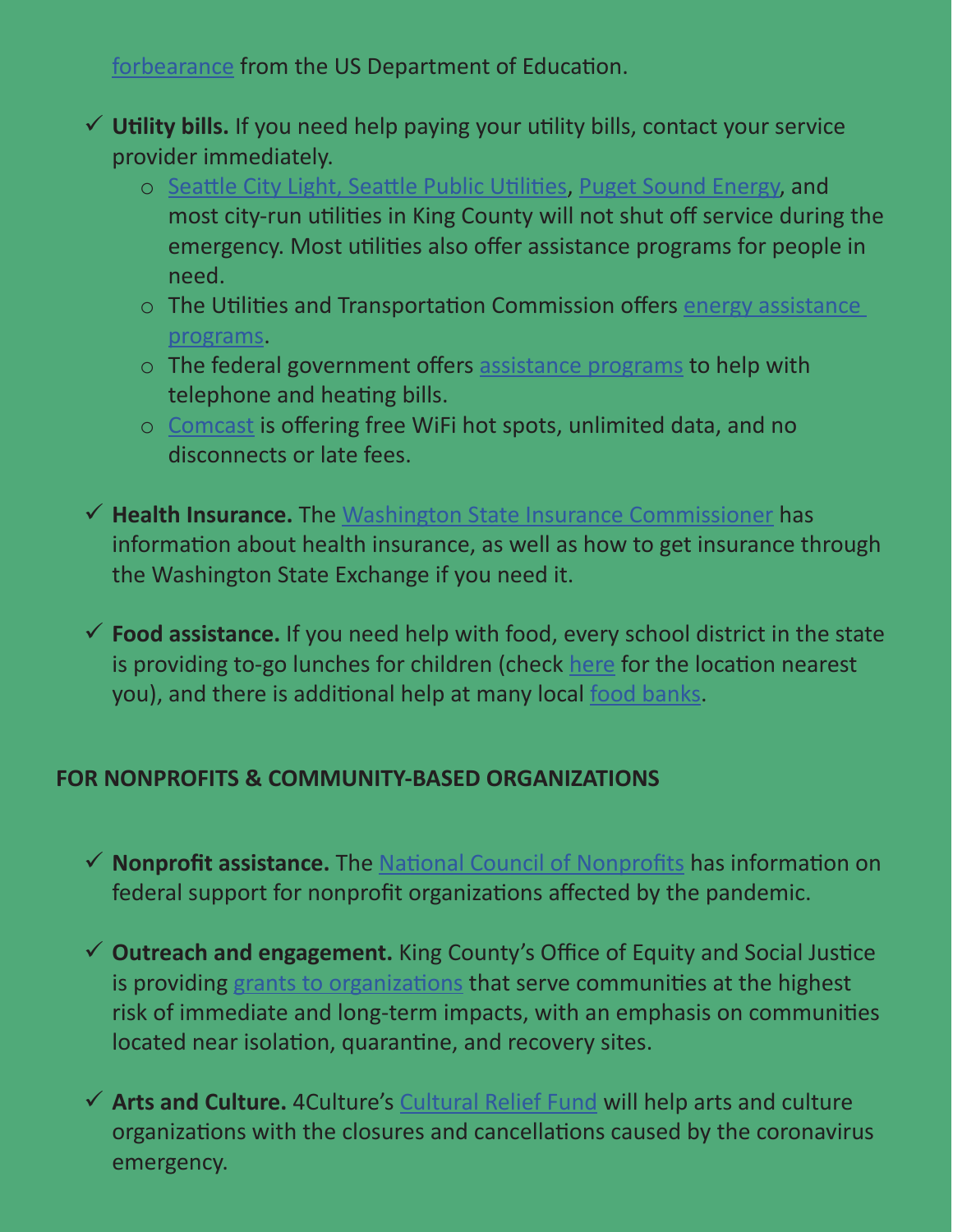forbearance from the US Department of Education.

- ✓ **Utility bills.** If you need help paying your utility bills, contact your service provider immediately.
  - Seattle City Light, Seattle Public Utilities, Puget Sound Energy, and most city-run utilities in King County will not shut off service during the emergency. Most utilities also offer assistance programs for people in need.
  - The Utilities and Transportation Commission offers energy assistance programs.
  - The federal government offers assistance programs to help with telephone and heating bills.
  - Comcast is offering free WiFi hot spots, unlimited data, and no disconnects or late fees.

- ✓ **Health Insurance.** The Washington State Insurance Commissioner has information about health insurance, as well as how to get insurance through the Washington State Exchange if you need it.

- ✓ **Food assistance.** If you need help with food, every school district in the state is providing to-go lunches for children (check here for the location nearest you), and there is additional help at many local food banks.

## FOR NONPROFITS & COMMUNITY-BASED ORGANIZATIONS

- ✓ **Nonprofit assistance.** The National Council of Nonprofits has information on federal support for nonprofit organizations affected by the pandemic.

- ✓ **Outreach and engagement.** King County's Office of Equity and Social Justice is providing grants to organizations that serve communities at the highest risk of immediate and long-term impacts, with an emphasis on communities located near isolation, quarantine, and recovery sites.

- ✓ **Arts and Culture.** 4Culture's Cultural Relief Fund will help arts and culture organizations with the closures and cancellations caused by the coronavirus emergency.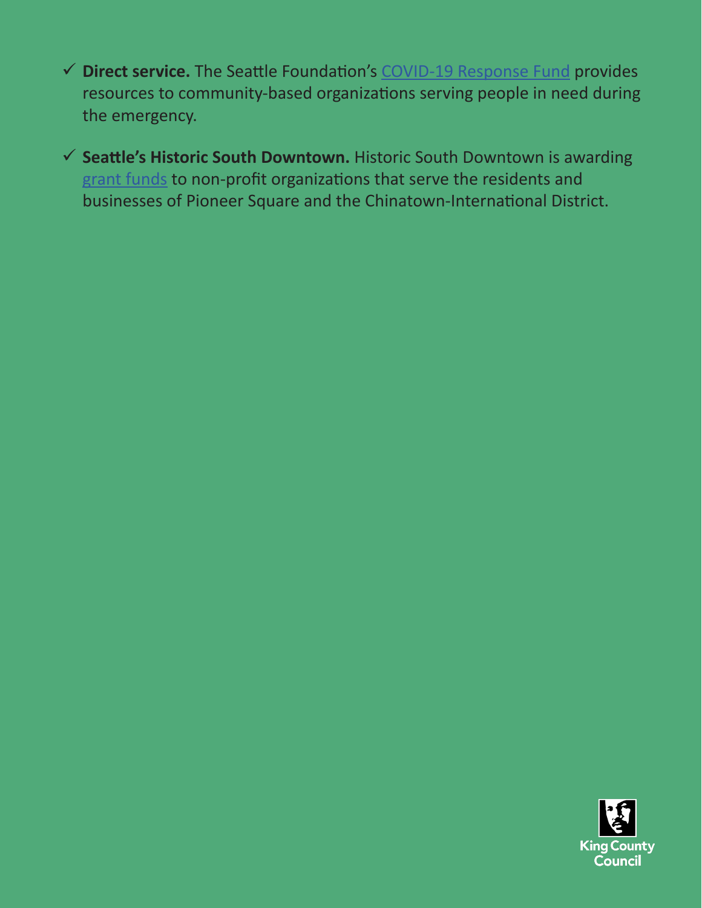- ✓ **Direct service.** The Seattle Foundation's COVID-19 Response Fund provides resources to community-based organizations serving people in need during the emergency.
- ✓ **Seattle's Historic South Downtown.** Historic South Downtown is awarding grant funds to non-profit organizations that serve the residents and businesses of Pioneer Square and the Chinatown-International District.

King County Council